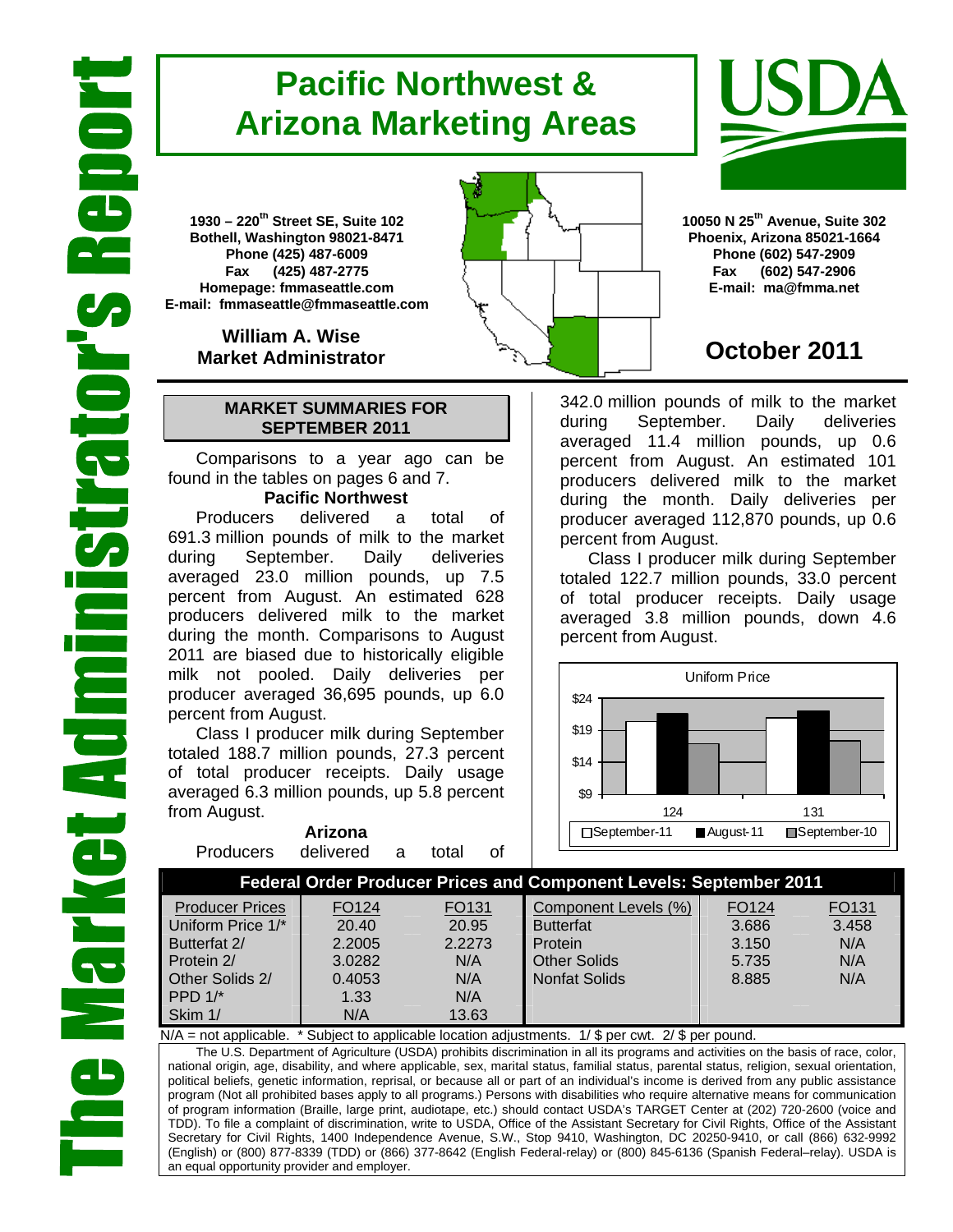# The Market Administrator's Report

# Pacific Northwest & Arizona Marketing Areas

**1930 – 220th Street SE, Suite 102**
**Bothell, Washington 98021-8471**
**Phone (425) 487-6009**
**Fax (425) 487-2775**
**Homepage: fmmaseattle.com**
**E-mail: fmmaseattle@fmmaseattle.com**

**William A. Wise**
**Market Administrator**

**10050 N 25th Avenue, Suite 302**
**Phoenix, Arizona 85021-1664**
**Phone (602) 547-2909**
**Fax (602) 547-2906**
**E-mail: ma@fmma.net**

## October 2011

### MARKET SUMMARIES FOR SEPTEMBER 2011

Comparisons to a year ago can be found in the tables on pages 6 and 7.

**Pacific Northwest**

Producers delivered a total of 691.3 million pounds of milk to the market during September. Daily deliveries averaged 23.0 million pounds, up 7.5 percent from August. An estimated 628 producers delivered milk to the market during the month. Comparisons to August 2011 are biased due to historically eligible milk not pooled. Daily deliveries per producer averaged 36,695 pounds, up 6.0 percent from August.

Class I producer milk during September totaled 188.7 million pounds, 27.3 percent of total producer receipts. Daily usage averaged 6.3 million pounds, up 5.8 percent from August.

**Arizona**

Producers delivered a total of 342.0 million pounds of milk to the market during September. Daily deliveries averaged 11.4 million pounds, up 0.6 percent from August. An estimated 101 producers delivered milk to the market during the month. Daily deliveries per producer averaged 112,870 pounds, up 0.6 percent from August.

Class I producer milk during September totaled 122.7 million pounds, 33.0 percent of total producer receipts. Daily usage averaged 3.8 million pounds, down 4.6 percent from August.

| Federal Order Producer Prices and Component Levels: September 2011 | | | | | |
|---|---|---|---|---|---|
| Producer Prices | FO124 | FO131 | Component Levels (%) | FO124 | FO131 |
| Uniform Price 1/* | 20.40 | 20.95 | Butterfat | 3.686 | 3.458 |
| Butterfat 2/ | 2.2005 | 2.2273 | Protein | 3.150 | N/A |
| Protein 2/ | 3.0282 | N/A | Other Solids | 5.735 | N/A |
| Other Solids 2/ | 0.4053 | N/A | Nonfat Solids | 8.885 | N/A |
| PPD 1/* | 1.33 | N/A | | | |
| Skim 1/ | N/A | 13.63 | | | |

N/A = not applicable. * Subject to applicable location adjustments. 1/ $ per cwt. 2/ $ per pound.

The U.S. Department of Agriculture (USDA) prohibits discrimination in all its programs and activities on the basis of race, color, national origin, age, disability, and where applicable, sex, marital status, familial status, parental status, religion, sexual orientation, political beliefs, genetic information, reprisal, or because all or part of an individual's income is derived from any public assistance program (Not all prohibited bases apply to all programs.) Persons with disabilities who require alternative means for communication of program information (Braille, large print, audiotape, etc.) should contact USDA's TARGET Center at (202) 720-2600 (voice and TDD). To file a complaint of discrimination, write to USDA, Office of the Assistant Secretary for Civil Rights, Office of the Assistant Secretary for Civil Rights, 1400 Independence Avenue, S.W., Stop 9410, Washington, DC 20250-9410, or call (866) 632-9992 (English) or (800) 877-8339 (TDD) or (866) 377-8642 (English Federal-relay) or (800) 845-6136 (Spanish Federal–relay). USDA is an equal opportunity provider and employer.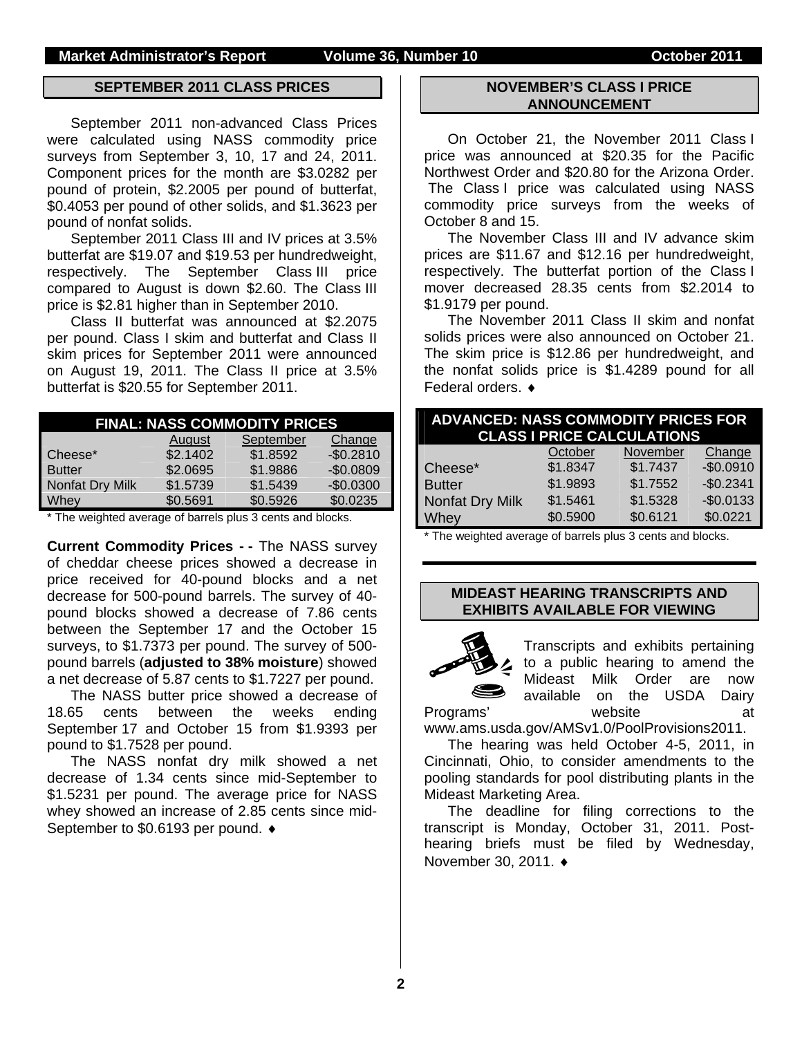## SEPTEMBER 2011 CLASS PRICES

September 2011 non-advanced Class Prices were calculated using NASS commodity price surveys from September 3, 10, 17 and 24, 2011. Component prices for the month are $3.0282 per pound of protein, $2.2005 per pound of butterfat, $0.4053 per pound of other solids, and $1.3623 per pound of nonfat solids.

September 2011 Class III and IV prices at 3.5% butterfat are $19.07 and $19.53 per hundredweight, respectively. The September Class III price compared to August is down $2.60. The Class III price is $2.81 higher than in September 2010.

Class II butterfat was announced at $2.2075 per pound. Class I skim and butterfat and Class II skim prices for September 2011 were announced on August 19, 2011. The Class II price at 3.5% butterfat is $20.55 for September 2011.

| FINAL: NASS COMMODITY PRICES | | | |
|---|---|---|---|
| | August | September | Change |
| Cheese* | $2.1402 | $1.8592 | -$0.2810 |
| Butter | $2.0695 | $1.9886 | -$0.0809 |
| Nonfat Dry Milk | $1.5739 | $1.5439 | -$0.0300 |
| Whey | $0.5691 | $0.5926 | $0.0235 |

* The weighted average of barrels plus 3 cents and blocks.

**Current Commodity Prices - -** The NASS survey of cheddar cheese prices showed a decrease in price received for 40-pound blocks and a net decrease for 500-pound barrels. The survey of 40-pound blocks showed a decrease of 7.86 cents between the September 17 and the October 15 surveys, to $1.7373 per pound. The survey of 500-pound barrels (**adjusted to 38% moisture**) showed a net decrease of 5.87 cents to $1.7227 per pound.

The NASS butter price showed a decrease of 18.65 cents between the weeks ending September 17 and October 15 from $1.9393 per pound to $1.7528 per pound.

The NASS nonfat dry milk showed a net decrease of 1.34 cents since mid-September to $1.5231 per pound. The average price for NASS whey showed an increase of 2.85 cents since mid-September to $0.6193 per pound. ♦

## NOVEMBER'S CLASS I PRICE ANNOUNCEMENT

On October 21, the November 2011 Class I price was announced at $20.35 for the Pacific Northwest Order and $20.80 for the Arizona Order. The Class I price was calculated using NASS commodity price surveys from the weeks of October 8 and 15.

The November Class III and IV advance skim prices are $11.67 and $12.16 per hundredweight, respectively. The butterfat portion of the Class I mover decreased 28.35 cents from $2.2014 to $1.9179 per pound.

The November 2011 Class II skim and nonfat solids prices were also announced on October 21. The skim price is $12.86 per hundredweight, and the nonfat solids price is $1.4289 pound for all Federal orders. ♦

| ADVANCED: NASS COMMODITY PRICES FOR CLASS I PRICE CALCULATIONS | | | |
|---|---|---|---|
| | October | November | Change |
| Cheese* | $1.8347 | $1.7437 | -$0.0910 |
| Butter | $1.9893 | $1.7552 | -$0.2341 |
| Nonfat Dry Milk | $1.5461 | $1.5328 | -$0.0133 |
| Whey | $0.5900 | $0.6121 | $0.0221 |

* The weighted average of barrels plus 3 cents and blocks.

## MIDEAST HEARING TRANSCRIPTS AND EXHIBITS AVAILABLE FOR VIEWING

Transcripts and exhibits pertaining to a public hearing to amend the Mideast Milk Order are now available on the USDA Dairy Programs' website at www.ams.usda.gov/AMSv1.0/PoolProvisions2011.

The hearing was held October 4-5, 2011, in Cincinnati, Ohio, to consider amendments to the pooling standards for pool distributing plants in the Mideast Marketing Area.

The deadline for filing corrections to the transcript is Monday, October 31, 2011. Post-hearing briefs must be filed by Wednesday, November 30, 2011. ♦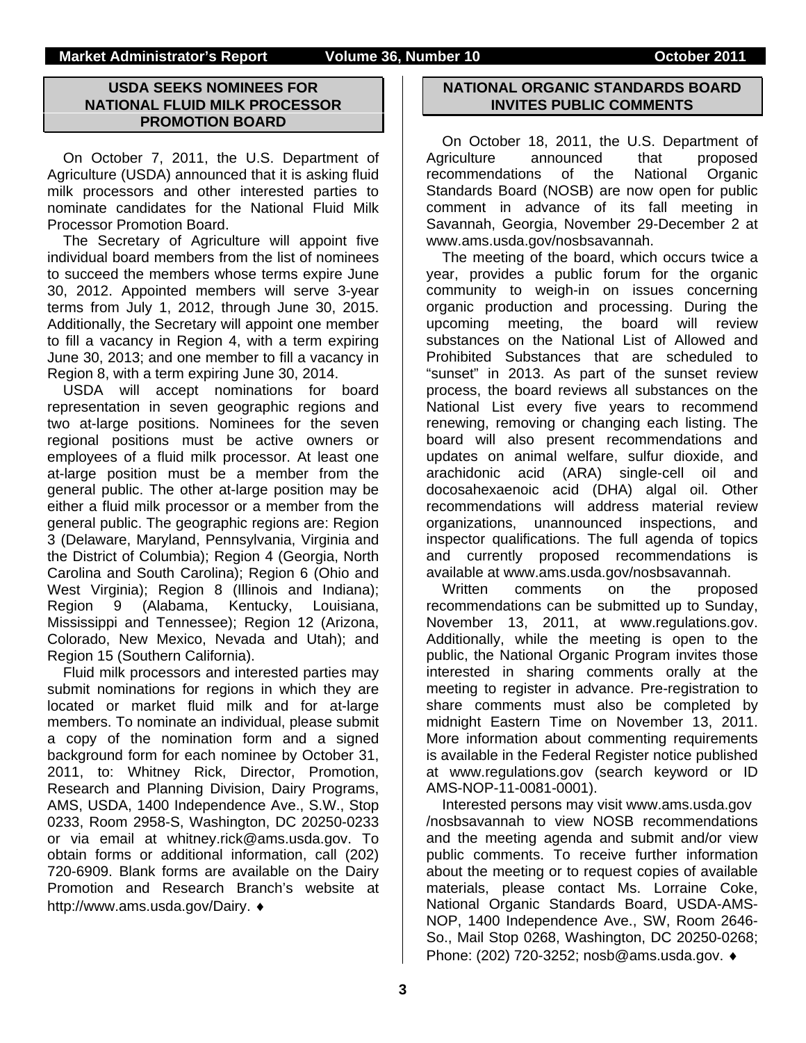## USDA SEEKS NOMINEES FOR NATIONAL FLUID MILK PROCESSOR PROMOTION BOARD

On October 7, 2011, the U.S. Department of Agriculture (USDA) announced that it is asking fluid milk processors and other interested parties to nominate candidates for the National Fluid Milk Processor Promotion Board.

The Secretary of Agriculture will appoint five individual board members from the list of nominees to succeed the members whose terms expire June 30, 2012. Appointed members will serve 3-year terms from July 1, 2012, through June 30, 2015. Additionally, the Secretary will appoint one member to fill a vacancy in Region 4, with a term expiring June 30, 2013; and one member to fill a vacancy in Region 8, with a term expiring June 30, 2014.

USDA will accept nominations for board representation in seven geographic regions and two at-large positions. Nominees for the seven regional positions must be active owners or employees of a fluid milk processor. At least one at-large position must be a member from the general public. The other at-large position may be either a fluid milk processor or a member from the general public. The geographic regions are: Region 3 (Delaware, Maryland, Pennsylvania, Virginia and the District of Columbia); Region 4 (Georgia, North Carolina and South Carolina); Region 6 (Ohio and West Virginia); Region 8 (Illinois and Indiana); Region 9 (Alabama, Kentucky, Louisiana, Mississippi and Tennessee); Region 12 (Arizona, Colorado, New Mexico, Nevada and Utah); and Region 15 (Southern California).

Fluid milk processors and interested parties may submit nominations for regions in which they are located or market fluid milk and for at-large members. To nominate an individual, please submit a copy of the nomination form and a signed background form for each nominee by October 31, 2011, to: Whitney Rick, Director, Promotion, Research and Planning Division, Dairy Programs, AMS, USDA, 1400 Independence Ave., S.W., Stop 0233, Room 2958-S, Washington, DC 20250-0233 or via email at whitney.rick@ams.usda.gov. To obtain forms or additional information, call (202) 720-6909. Blank forms are available on the Dairy Promotion and Research Branch's website at http://www.ams.usda.gov/Dairy. ♦

## NATIONAL ORGANIC STANDARDS BOARD INVITES PUBLIC COMMENTS

On October 18, 2011, the U.S. Department of Agriculture announced that proposed recommendations of the National Organic Standards Board (NOSB) are now open for public comment in advance of its fall meeting in Savannah, Georgia, November 29-December 2 at www.ams.usda.gov/nosbsavannah.

The meeting of the board, which occurs twice a year, provides a public forum for the organic community to weigh-in on issues concerning organic production and processing. During the upcoming meeting, the board will review substances on the National List of Allowed and Prohibited Substances that are scheduled to "sunset" in 2013. As part of the sunset review process, the board reviews all substances on the National List every five years to recommend renewing, removing or changing each listing. The board will also present recommendations and updates on animal welfare, sulfur dioxide, and arachidonic acid (ARA) single-cell oil and docosahexaenoic acid (DHA) algal oil. Other recommendations will address material review organizations, unannounced inspections, and inspector qualifications. The full agenda of topics and currently proposed recommendations is available at www.ams.usda.gov/nosbsavannah.

Written comments on the proposed recommendations can be submitted up to Sunday, November 13, 2011, at www.regulations.gov. Additionally, while the meeting is open to the public, the National Organic Program invites those interested in sharing comments orally at the meeting to register in advance. Pre-registration to share comments must also be completed by midnight Eastern Time on November 13, 2011. More information about commenting requirements is available in the Federal Register notice published at www.regulations.gov (search keyword or ID AMS-NOP-11-0081-0001).

Interested persons may visit www.ams.usda.gov /nosbsavannah to view NOSB recommendations and the meeting agenda and submit and/or view public comments. To receive further information about the meeting or to request copies of available materials, please contact Ms. Lorraine Coke, National Organic Standards Board, USDA-AMS-NOP, 1400 Independence Ave., SW, Room 2646-So., Mail Stop 0268, Washington, DC 20250-0268; Phone: (202) 720-3252; nosb@ams.usda.gov. ♦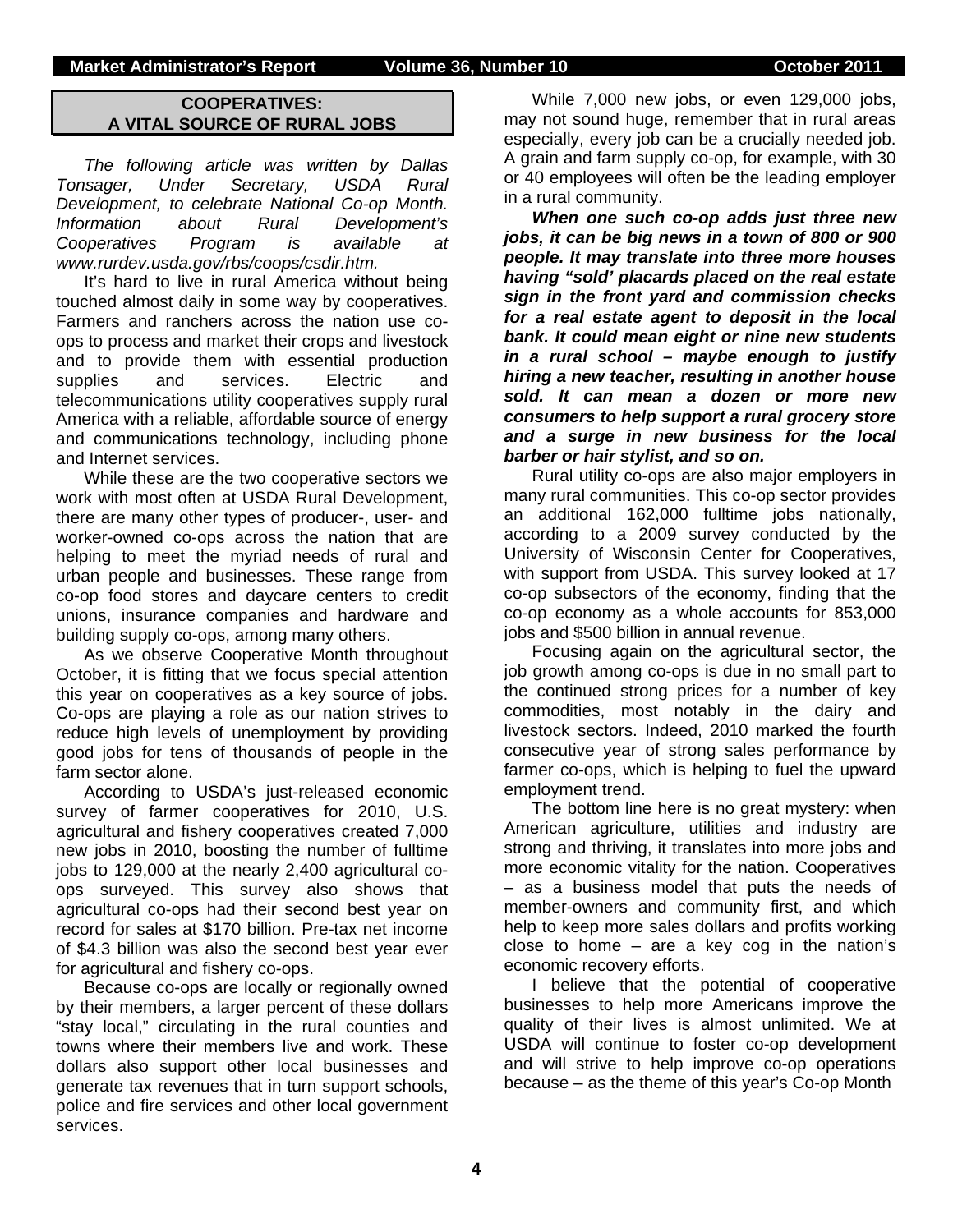## COOPERATIVES: A VITAL SOURCE OF RURAL JOBS

*The following article was written by Dallas Tonsager, Under Secretary, USDA Rural Development, to celebrate National Co-op Month. Information about Rural Development's Cooperatives Program is available at www.rurdev.usda.gov/rbs/coops/csdir.htm.*

It's hard to live in rural America without being touched almost daily in some way by cooperatives. Farmers and ranchers across the nation use co-ops to process and market their crops and livestock and to provide them with essential production supplies and services. Electric and telecommunications utility cooperatives supply rural America with a reliable, affordable source of energy and communications technology, including phone and Internet services.

While these are the two cooperative sectors we work with most often at USDA Rural Development, there are many other types of producer-, user- and worker-owned co-ops across the nation that are helping to meet the myriad needs of rural and urban people and businesses. These range from co-op food stores and daycare centers to credit unions, insurance companies and hardware and building supply co-ops, among many others.

As we observe Cooperative Month throughout October, it is fitting that we focus special attention this year on cooperatives as a key source of jobs. Co-ops are playing a role as our nation strives to reduce high levels of unemployment by providing good jobs for tens of thousands of people in the farm sector alone.

According to USDA's just-released economic survey of farmer cooperatives for 2010, U.S. agricultural and fishery cooperatives created 7,000 new jobs in 2010, boosting the number of fulltime jobs to 129,000 at the nearly 2,400 agricultural co-ops surveyed. This survey also shows that agricultural co-ops had their second best year on record for sales at $170 billion. Pre-tax net income of $4.3 billion was also the second best year ever for agricultural and fishery co-ops.

Because co-ops are locally or regionally owned by their members, a larger percent of these dollars "stay local," circulating in the rural counties and towns where their members live and work. These dollars also support other local businesses and generate tax revenues that in turn support schools, police and fire services and other local government services.

While 7,000 new jobs, or even 129,000 jobs, may not sound huge, remember that in rural areas especially, every job can be a crucially needed job. A grain and farm supply co-op, for example, with 30 or 40 employees will often be the leading employer in a rural community.

***When one such co-op adds just three new jobs, it can be big news in a town of 800 or 900 people. It may translate into three more houses having "sold' placards placed on the real estate sign in the front yard and commission checks for a real estate agent to deposit in the local bank. It could mean eight or nine new students in a rural school – maybe enough to justify hiring a new teacher, resulting in another house sold. It can mean a dozen or more new consumers to help support a rural grocery store and a surge in new business for the local barber or hair stylist, and so on.***

Rural utility co-ops are also major employers in many rural communities. This co-op sector provides an additional 162,000 fulltime jobs nationally, according to a 2009 survey conducted by the University of Wisconsin Center for Cooperatives, with support from USDA. This survey looked at 17 co-op subsectors of the economy, finding that the co-op economy as a whole accounts for 853,000 jobs and $500 billion in annual revenue.

Focusing again on the agricultural sector, the job growth among co-ops is due in no small part to the continued strong prices for a number of key commodities, most notably in the dairy and livestock sectors. Indeed, 2010 marked the fourth consecutive year of strong sales performance by farmer co-ops, which is helping to fuel the upward employment trend.

The bottom line here is no great mystery: when American agriculture, utilities and industry are strong and thriving, it translates into more jobs and more economic vitality for the nation. Cooperatives – as a business model that puts the needs of member-owners and community first, and which help to keep more sales dollars and profits working close to home – are a key cog in the nation's economic recovery efforts.

I believe that the potential of cooperative businesses to help more Americans improve the quality of their lives is almost unlimited. We at USDA will continue to foster co-op development and will strive to help improve co-op operations because – as the theme of this year's Co-op Month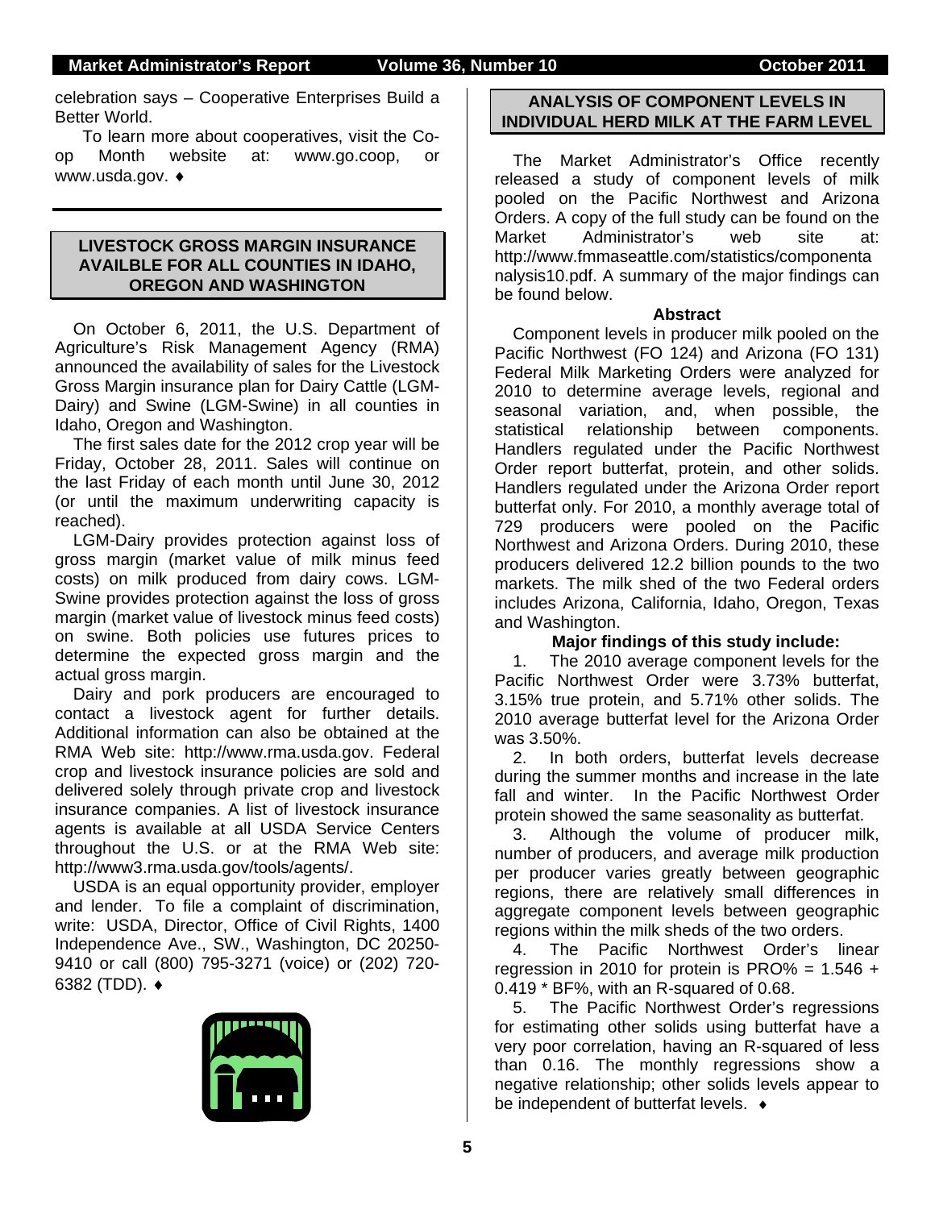celebration says – Cooperative Enterprises Build a Better World.

To learn more about cooperatives, visit the Co-op Month website at: www.go.coop, or www.usda.gov. ♦

## LIVESTOCK GROSS MARGIN INSURANCE AVAILBLE FOR ALL COUNTIES IN IDAHO, OREGON AND WASHINGTON

On October 6, 2011, the U.S. Department of Agriculture's Risk Management Agency (RMA) announced the availability of sales for the Livestock Gross Margin insurance plan for Dairy Cattle (LGM-Dairy) and Swine (LGM-Swine) in all counties in Idaho, Oregon and Washington.

The first sales date for the 2012 crop year will be Friday, October 28, 2011. Sales will continue on the last Friday of each month until June 30, 2012 (or until the maximum underwriting capacity is reached).

LGM-Dairy provides protection against loss of gross margin (market value of milk minus feed costs) on milk produced from dairy cows. LGM-Swine provides protection against the loss of gross margin (market value of livestock minus feed costs) on swine. Both policies use futures prices to determine the expected gross margin and the actual gross margin.

Dairy and pork producers are encouraged to contact a livestock agent for further details. Additional information can also be obtained at the RMA Web site: http://www.rma.usda.gov. Federal crop and livestock insurance policies are sold and delivered solely through private crop and livestock insurance companies. A list of livestock insurance agents is available at all USDA Service Centers throughout the U.S. or at the RMA Web site: http://www3.rma.usda.gov/tools/agents/.

USDA is an equal opportunity provider, employer and lender. To file a complaint of discrimination, write: USDA, Director, Office of Civil Rights, 1400 Independence Ave., SW., Washington, DC 20250-9410 or call (800) 795-3271 (voice) or (202) 720-6382 (TDD). ♦

## ANALYSIS OF COMPONENT LEVELS IN INDIVIDUAL HERD MILK AT THE FARM LEVEL

The Market Administrator's Office recently released a study of component levels of milk pooled on the Pacific Northwest and Arizona Orders. A copy of the full study can be found on the Market Administrator's web site at: http://www.fmmaseattle.com/statistics/componentanalysis10.pdf. A summary of the major findings can be found below.

**Abstract**

Component levels in producer milk pooled on the Pacific Northwest (FO 124) and Arizona (FO 131) Federal Milk Marketing Orders were analyzed for 2010 to determine average levels, regional and seasonal variation, and, when possible, the statistical relationship between components. Handlers regulated under the Pacific Northwest Order report butterfat, protein, and other solids. Handlers regulated under the Arizona Order report butterfat only. For 2010, a monthly average total of 729 producers were pooled on the Pacific Northwest and Arizona Orders. During 2010, these producers delivered 12.2 billion pounds to the two markets. The milk shed of the two Federal orders includes Arizona, California, Idaho, Oregon, Texas and Washington.

**Major findings of this study include:**

1. The 2010 average component levels for the Pacific Northwest Order were 3.73% butterfat, 3.15% true protein, and 5.71% other solids. The 2010 average butterfat level for the Arizona Order was 3.50%.
2. In both orders, butterfat levels decrease during the summer months and increase in the late fall and winter. In the Pacific Northwest Order protein showed the same seasonality as butterfat.
3. Although the volume of producer milk, number of producers, and average milk production per producer varies greatly between geographic regions, there are relatively small differences in aggregate component levels between geographic regions within the milk sheds of the two orders.
4. The Pacific Northwest Order's linear regression in 2010 for protein is PRO% = 1.546 + 0.419 * BF%, with an R-squared of 0.68.
5. The Pacific Northwest Order's regressions for estimating other solids using butterfat have a very poor correlation, having an R-squared of less than 0.16. The monthly regressions show a negative relationship; other solids levels appear to be independent of butterfat levels. ♦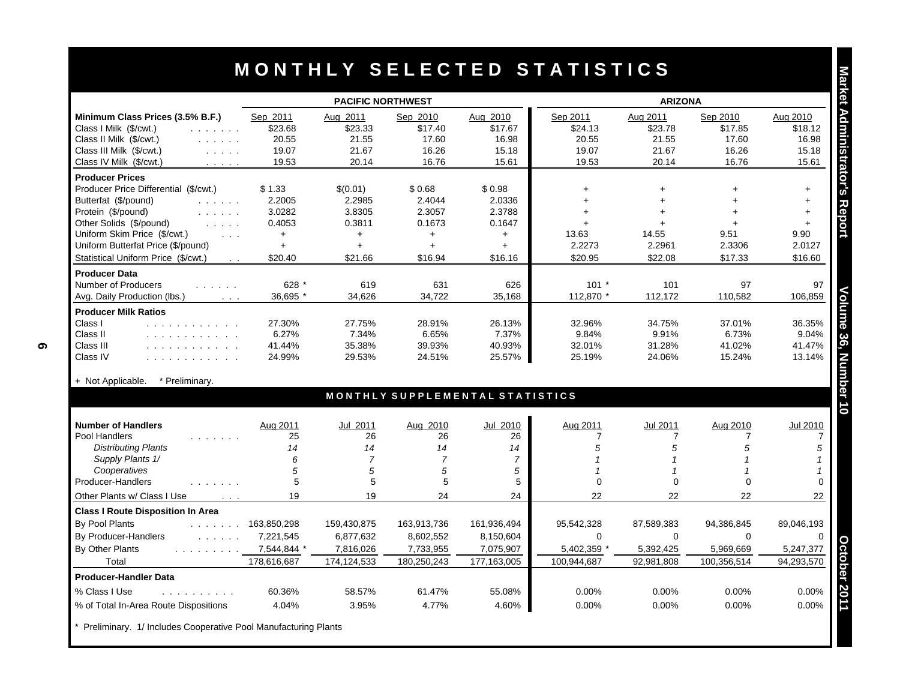# MONTHLY SELECTED STATISTICS

| | PACIFIC NORTHWEST | | | | ARIZONA | | | |
|---|---|---|---|---|---|---|---|---|
| **Minimum Class Prices (3.5% B.F.)** | Sep 2011 | Aug 2011 | Sep 2010 | Aug 2010 | Sep 2011 | Aug 2011 | Sep 2010 | Aug 2010 |
| Class I Milk ($/cwt.) | $23.68 | $23.33 | $17.40 | $17.67 | $24.13 | $23.78 | $17.85 | $18.12 |
| Class II Milk ($/cwt.) | 20.55 | 21.55 | 17.60 | 16.98 | 20.55 | 21.55 | 17.60 | 16.98 |
| Class III Milk ($/cwt.) | 19.07 | 21.67 | 16.26 | 15.18 | 19.07 | 21.67 | 16.26 | 15.18 |
| Class IV Milk ($/cwt.) | 19.53 | 20.14 | 16.76 | 15.61 | 19.53 | 20.14 | 16.76 | 15.61 |
| **Producer Prices** | | | | | | | | |
| Producer Price Differential ($/cwt.) | $ 1.33 | $(0.01) | $ 0.68 | $ 0.98 | + | + | + | + |
| Butterfat ($/pound) | 2.2005 | 2.2985 | 2.4044 | 2.0336 | + | + | + | + |
| Protein ($/pound) | 3.0282 | 3.8305 | 2.3057 | 2.3788 | + | + | + | + |
| Other Solids ($/pound) | 0.4053 | 0.3811 | 0.1673 | 0.1647 | + | + | + | + |
| Uniform Skim Price ($/cwt.) | + | + | + | + | 13.63 | 14.55 | 9.51 | 9.90 |
| Uniform Butterfat Price ($/pound) | + | + | + | + | 2.2273 | 2.2961 | 2.3306 | 2.0127 |
| Statistical Uniform Price ($/cwt.) | $20.40 | $21.66 | $16.94 | $16.16 | $20.95 | $22.08 | $17.33 | $16.60 |
| **Producer Data** | | | | | | | | |
| Number of Producers | 628 * | 619 | 631 | 626 | 101 * | 101 | 97 | 97 |
| Avg. Daily Production (lbs.) | 36,695 * | 34,626 | 34,722 | 35,168 | 112,870 * | 112,172 | 110,582 | 106,859 |
| **Producer Milk Ratios** | | | | | | | | |
| Class I | 27.30% | 27.75% | 28.91% | 26.13% | 32.96% | 34.75% | 37.01% | 36.35% |
| Class II | 6.27% | 7.34% | 6.65% | 7.37% | 9.84% | 9.91% | 6.73% | 9.04% |
| Class III | 41.44% | 35.38% | 39.93% | 40.93% | 32.01% | 31.28% | 41.02% | 41.47% |
| Class IV | 24.99% | 29.53% | 24.51% | 25.57% | 25.19% | 24.06% | 15.24% | 13.14% |

+ Not Applicable. * Preliminary.

## MONTHLY SUPPLEMENTAL STATISTICS

| **Number of Handlers** | Aug 2011 | Jul 2011 | Aug 2010 | Jul 2010 | Aug 2011 | Jul 2011 | Aug 2010 | Jul 2010 |
|---|---|---|---|---|---|---|---|---|
| Pool Handlers | 25 | 26 | 26 | 26 | 7 | 7 | 7 | 7 |
| *Distributing Plants* | *14* | *14* | *14* | *14* | *5* | *5* | *5* | *5* |
| *Supply Plants 1/* | *6* | *7* | *7* | *7* | *1* | *1* | *1* | *1* |
| *Cooperatives* | *5* | *5* | *5* | *5* | *1* | *1* | *1* | *1* |
| Producer-Handlers | 5 | 5 | 5 | 5 | 0 | 0 | 0 | 0 |
| Other Plants w/ Class I Use | 19 | 19 | 24 | 24 | 22 | 22 | 22 | 22 |
| **Class I Route Disposition In Area** | | | | | | | | |
| By Pool Plants | 163,850,298 | 159,430,875 | 163,913,736 | 161,936,494 | 95,542,328 | 87,589,383 | 94,386,845 | 89,046,193 |
| By Producer-Handlers | 7,221,545 | 6,877,632 | 8,602,552 | 8,150,604 | 0 | 0 | 0 | 0 |
| By Other Plants | 7,544,844 * | 7,816,026 | 7,733,955 | 7,075,907 | 5,402,359 * | 5,392,425 | 5,969,669 | 5,247,377 |
| Total | 178,616,687 | 174,124,533 | 180,250,243 | 177,163,005 | 100,944,687 | 92,981,808 | 100,356,514 | 94,293,570 |
| **Producer-Handler Data** | | | | | | | | |
| % Class I Use | 60.36% | 58.57% | 61.47% | 55.08% | 0.00% | 0.00% | 0.00% | 0.00% |
| % of Total In-Area Route Dispositions | 4.04% | 3.95% | 4.77% | 4.60% | 0.00% | 0.00% | 0.00% | 0.00% |

* Preliminary. 1/ Includes Cooperative Pool Manufacturing Plants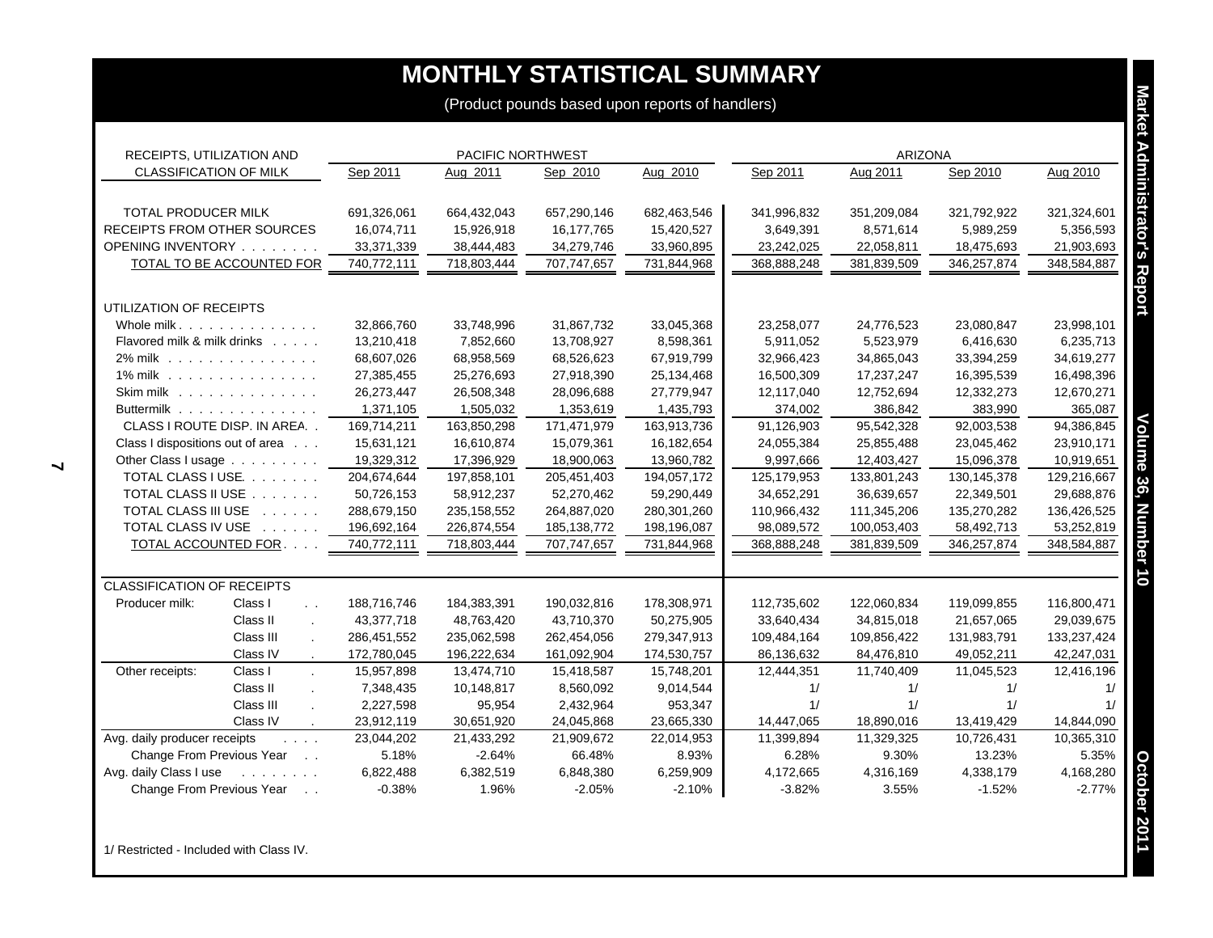# MONTHLY STATISTICAL SUMMARY

(Product pounds based upon reports of handlers)

| RECEIPTS, UTILIZATION AND CLASSIFICATION OF MILK | | PACIFIC NORTHWEST | | | | ARIZONA | | | |
|---|---|---|---|---|---|---|---|---|---|
| | | Sep 2011 | Aug 2011 | Sep 2010 | Aug 2010 | Sep 2011 | Aug 2011 | Sep 2010 | Aug 2010 |
| TOTAL PRODUCER MILK | | 691,326,061 | 664,432,043 | 657,290,146 | 682,463,546 | 341,996,832 | 351,209,084 | 321,792,922 | 321,324,601 |
| RECEIPTS FROM OTHER SOURCES | | 16,074,711 | 15,926,918 | 16,177,765 | 15,420,527 | 3,649,391 | 8,571,614 | 5,989,259 | 5,356,593 |
| OPENING INVENTORY | | 33,371,339 | 38,444,483 | 34,279,746 | 33,960,895 | 23,242,025 | 22,058,811 | 18,475,693 | 21,903,693 |
| TOTAL TO BE ACCOUNTED FOR | | 740,772,111 | 718,803,444 | 707,747,657 | 731,844,968 | 368,888,248 | 381,839,509 | 346,257,874 | 348,584,887 |
| UTILIZATION OF RECEIPTS | | | | | | | | | |
| Whole milk | | 32,866,760 | 33,748,996 | 31,867,732 | 33,045,368 | 23,258,077 | 24,776,523 | 23,080,847 | 23,998,101 |
| Flavored milk & milk drinks | | 13,210,418 | 7,852,660 | 13,708,927 | 8,598,361 | 5,911,052 | 5,523,979 | 6,416,630 | 6,235,713 |
| 2% milk | | 68,607,026 | 68,958,569 | 68,526,623 | 67,919,799 | 32,966,423 | 34,865,043 | 33,394,259 | 34,619,277 |
| 1% milk | | 27,385,455 | 25,276,693 | 27,918,390 | 25,134,468 | 16,500,309 | 17,237,247 | 16,395,539 | 16,498,396 |
| Skim milk | | 26,273,447 | 26,508,348 | 28,096,688 | 27,779,947 | 12,117,040 | 12,752,694 | 12,332,273 | 12,670,271 |
| Buttermilk | | 1,371,105 | 1,505,032 | 1,353,619 | 1,435,793 | 374,002 | 386,842 | 383,990 | 365,087 |
| CLASS I ROUTE DISP. IN AREA | | 169,714,211 | 163,850,298 | 171,471,979 | 163,913,736 | 91,126,903 | 95,542,328 | 92,003,538 | 94,386,845 |
| Class I dispositions out of area | | 15,631,121 | 16,610,874 | 15,079,361 | 16,182,654 | 24,055,384 | 25,855,488 | 23,045,462 | 23,910,171 |
| Other Class I usage | | 19,329,312 | 17,396,929 | 18,900,063 | 13,960,782 | 9,997,666 | 12,403,427 | 15,096,378 | 10,919,651 |
| TOTAL CLASS I USE | | 204,674,644 | 197,858,101 | 205,451,403 | 194,057,172 | 125,179,953 | 133,801,243 | 130,145,378 | 129,216,667 |
| TOTAL CLASS II USE | | 50,726,153 | 58,912,237 | 52,270,462 | 59,290,449 | 34,652,291 | 36,639,657 | 22,349,501 | 29,688,876 |
| TOTAL CLASS III USE | | 288,679,150 | 235,158,552 | 264,887,020 | 280,301,260 | 110,966,432 | 111,345,206 | 135,270,282 | 136,426,525 |
| TOTAL CLASS IV USE | | 196,692,164 | 226,874,554 | 185,138,772 | 198,196,087 | 98,089,572 | 100,053,403 | 58,492,713 | 53,252,819 |
| TOTAL ACCOUNTED FOR | | 740,772,111 | 718,803,444 | 707,747,657 | 731,844,968 | 368,888,248 | 381,839,509 | 346,257,874 | 348,584,887 |
| CLASSIFICATION OF RECEIPTS | | | | | | | | | |
| Producer milk: | Class I | 188,716,746 | 184,383,391 | 190,032,816 | 178,308,971 | 112,735,602 | 122,060,834 | 119,099,855 | 116,800,471 |
| | Class II | 43,377,718 | 48,763,420 | 43,710,370 | 50,275,905 | 33,640,434 | 34,815,018 | 21,657,065 | 29,039,675 |
| | Class III | 286,451,552 | 235,062,598 | 262,454,056 | 279,347,913 | 109,484,164 | 109,856,422 | 131,983,791 | 133,237,424 |
| | Class IV | 172,780,045 | 196,222,634 | 161,092,904 | 174,530,757 | 86,136,632 | 84,476,810 | 49,052,211 | 42,247,031 |
| Other receipts: | Class I | 15,957,898 | 13,474,710 | 15,418,587 | 15,748,201 | 12,444,351 | 11,740,409 | 11,045,523 | 12,416,196 |
| | Class II | 7,348,435 | 10,148,817 | 8,560,092 | 9,014,544 | 1/ | 1/ | 1/ | 1/ |
| | Class III | 2,227,598 | 95,954 | 2,432,964 | 953,347 | 1/ | 1/ | 1/ | 1/ |
| | Class IV | 23,912,119 | 30,651,920 | 24,045,868 | 23,665,330 | 14,447,065 | 18,890,016 | 13,419,429 | 14,844,090 |
| Avg. daily producer receipts | | 23,044,202 | 21,433,292 | 21,909,672 | 22,014,953 | 11,399,894 | 11,329,325 | 10,726,431 | 10,365,310 |
| Change From Previous Year | | 5.18% | -2.64% | 66.48% | 8.93% | 6.28% | 9.30% | 13.23% | 5.35% |
| Avg. daily Class I use | | 6,822,488 | 6,382,519 | 6,848,380 | 6,259,909 | 4,172,665 | 4,316,169 | 4,338,179 | 4,168,280 |
| Change From Previous Year | | -0.38% | 1.96% | -2.05% | -2.10% | -3.82% | 3.55% | -1.52% | -2.77% |

1/ Restricted - Included with Class IV.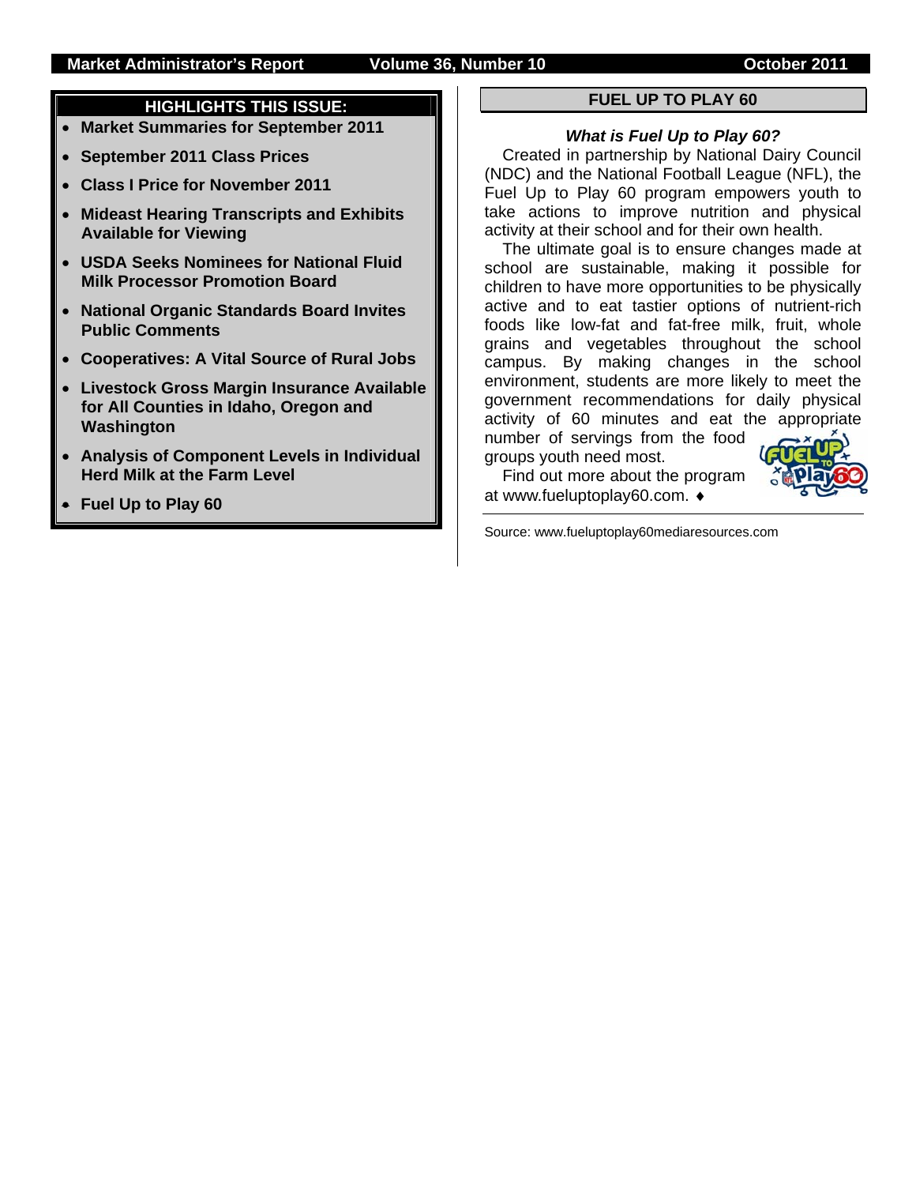## HIGHLIGHTS THIS ISSUE:

- **Market Summaries for September 2011**
- **September 2011 Class Prices**
- **Class I Price for November 2011**
- **Mideast Hearing Transcripts and Exhibits Available for Viewing**
- **USDA Seeks Nominees for National Fluid Milk Processor Promotion Board**
- **National Organic Standards Board Invites Public Comments**
- **Cooperatives: A Vital Source of Rural Jobs**
- **Livestock Gross Margin Insurance Available for All Counties in Idaho, Oregon and Washington**
- **Analysis of Component Levels in Individual Herd Milk at the Farm Level**
- **Fuel Up to Play 60**

## FUEL UP TO PLAY 60

***What is Fuel Up to Play 60?***

Created in partnership by National Dairy Council (NDC) and the National Football League (NFL), the Fuel Up to Play 60 program empowers youth to take actions to improve nutrition and physical activity at their school and for their own health.

The ultimate goal is to ensure changes made at school are sustainable, making it possible for children to have more opportunities to be physically active and to eat tastier options of nutrient-rich foods like low-fat and fat-free milk, fruit, whole grains and vegetables throughout the school campus. By making changes in the school environment, students are more likely to meet the government recommendations for daily physical activity of 60 minutes and eat the appropriate number of servings from the food groups youth need most.

Find out more about the program at www.fueluptoplay60.com. ♦

Source: www.fueluptoplay60mediaresources.com